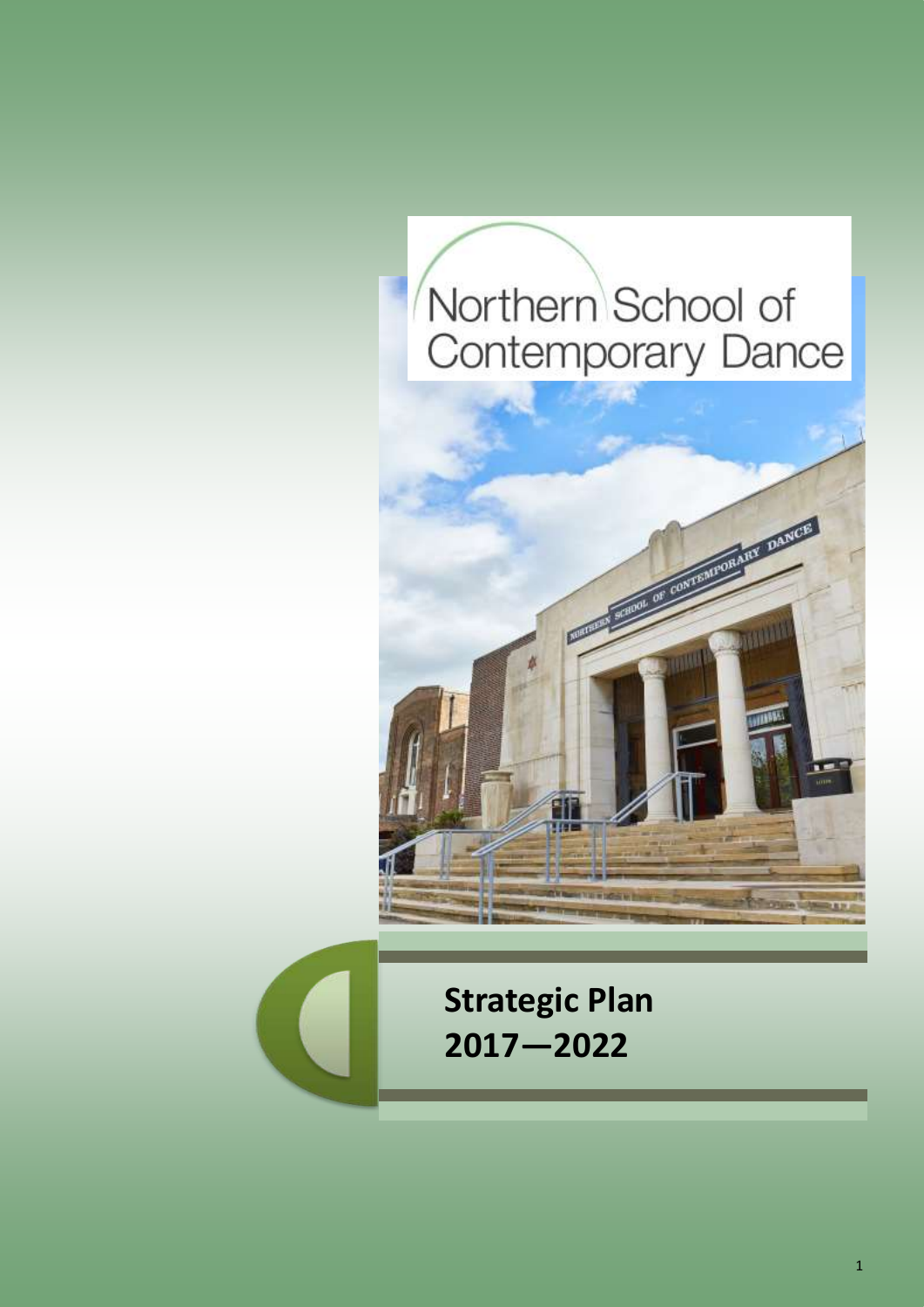# Northern School of Contemporary Dance

## Strategic Plan 2017—2022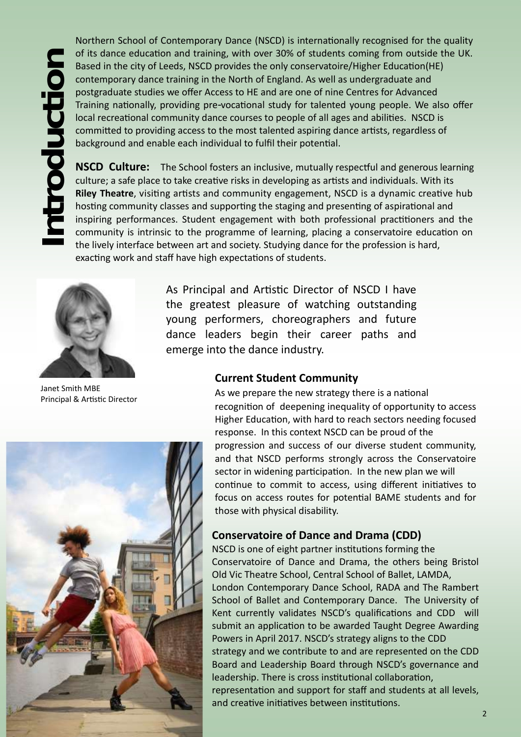# Introduction

Northern School of Contemporary Dance (NSCD) is internationally recognised for the quality of its dance education and training, with over 30% of students coming from outside the UK. Based in the city of Leeds, NSCD provides the only conservatoire/Higher Education(HE) contemporary dance training in the North of England. As well as undergraduate and postgraduate studies we offer Access to HE and are one of nine Centres for Advanced Training nationally, providing pre-vocational study for talented young people. We also offer local recreational community dance courses to people of all ages and abilities. NSCD is committed to providing access to the most talented aspiring dance artists, regardless of background and enable each individual to fulfil their potential.

**NSCD Culture:** The School fosters an inclusive, mutually respectful and generous learning culture; a safe place to take creative risks in developing as artists and individuals. With its **Riley Theatre**, visiting artists and community engagement, NSCD is a dynamic creative hub hosting community classes and supporting the staging and presenting of aspirational and inspiring performances. Student engagement with both professional practitioners and the community is intrinsic to the programme of learning, placing a conservatoire education on the lively interface between art and society. Studying dance for the profession is hard, exacting work and staff have high expectations of students.

Janet Smith MBE
Principal & Artistic Director

As Principal and Artistic Director of NSCD I have the greatest pleasure of watching outstanding young performers, choreographers and future dance leaders begin their career paths and emerge into the dance industry.

### Current Student Community

As we prepare the new strategy there is a national recognition of deepening inequality of opportunity to access Higher Education, with hard to reach sectors needing focused response. In this context NSCD can be proud of the progression and success of our diverse student community, and that NSCD performs strongly across the Conservatoire sector in widening participation. In the new plan we will continue to commit to access, using different initiatives to focus on access routes for potential BAME students and for those with physical disability.

### Conservatoire of Dance and Drama (CDD)

NSCD is one of eight partner institutions forming the Conservatoire of Dance and Drama, the others being Bristol Old Vic Theatre School, Central School of Ballet, LAMDA, London Contemporary Dance School, RADA and The Rambert School of Ballet and Contemporary Dance. The University of Kent currently validates NSCD's qualifications and CDD will submit an application to be awarded Taught Degree Awarding Powers in April 2017. NSCD's strategy aligns to the CDD strategy and we contribute to and are represented on the CDD Board and Leadership Board through NSCD's governance and leadership. There is cross institutional collaboration, representation and support for staff and students at all levels, and creative initiatives between institutions.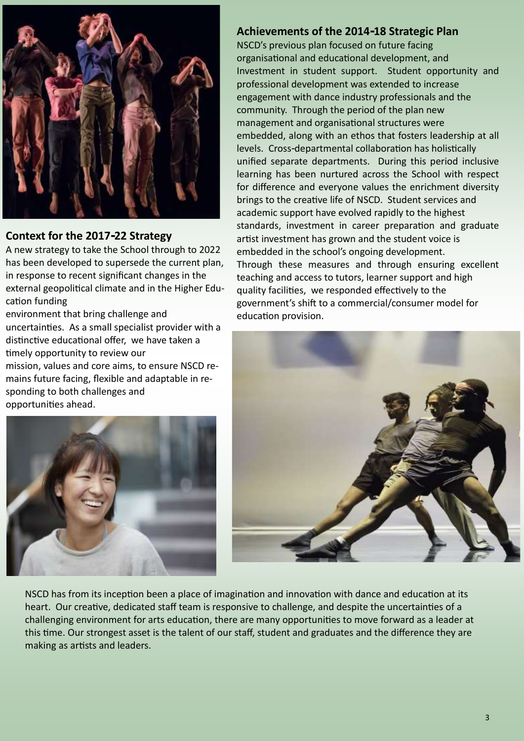## Context for the 2017-22 Strategy

A new strategy to take the School through to 2022 has been developed to supersede the current plan, in response to recent significant changes in the external geopolitical climate and in the Higher Education funding environment that bring challenge and uncertainties. As a small specialist provider with a distinctive educational offer, we have taken a timely opportunity to review our mission, values and core aims, to ensure NSCD remains future facing, flexible and adaptable in responding to both challenges and opportunities ahead.

## Achievements of the 2014-18 Strategic Plan

NSCD's previous plan focused on future facing organisational and educational development, and Investment in student support. Student opportunity and professional development was extended to increase engagement with dance industry professionals and the community. Through the period of the plan new management and organisational structures were embedded, along with an ethos that fosters leadership at all levels. Cross-departmental collaboration has holistically unified separate departments. During this period inclusive learning has been nurtured across the School with respect for difference and everyone values the enrichment diversity brings to the creative life of NSCD. Student services and academic support have evolved rapidly to the highest standards, investment in career preparation and graduate artist investment has grown and the student voice is embedded in the school's ongoing development.

Through these measures and through ensuring excellent teaching and access to tutors, learner support and high quality facilities, we responded effectively to the government's shift to a commercial/consumer model for education provision.

NSCD has from its inception been a place of imagination and innovation with dance and education at its heart. Our creative, dedicated staff team is responsive to challenge, and despite the uncertainties of a challenging environment for arts education, there are many opportunities to move forward as a leader at this time. Our strongest asset is the talent of our staff, student and graduates and the difference they are making as artists and leaders.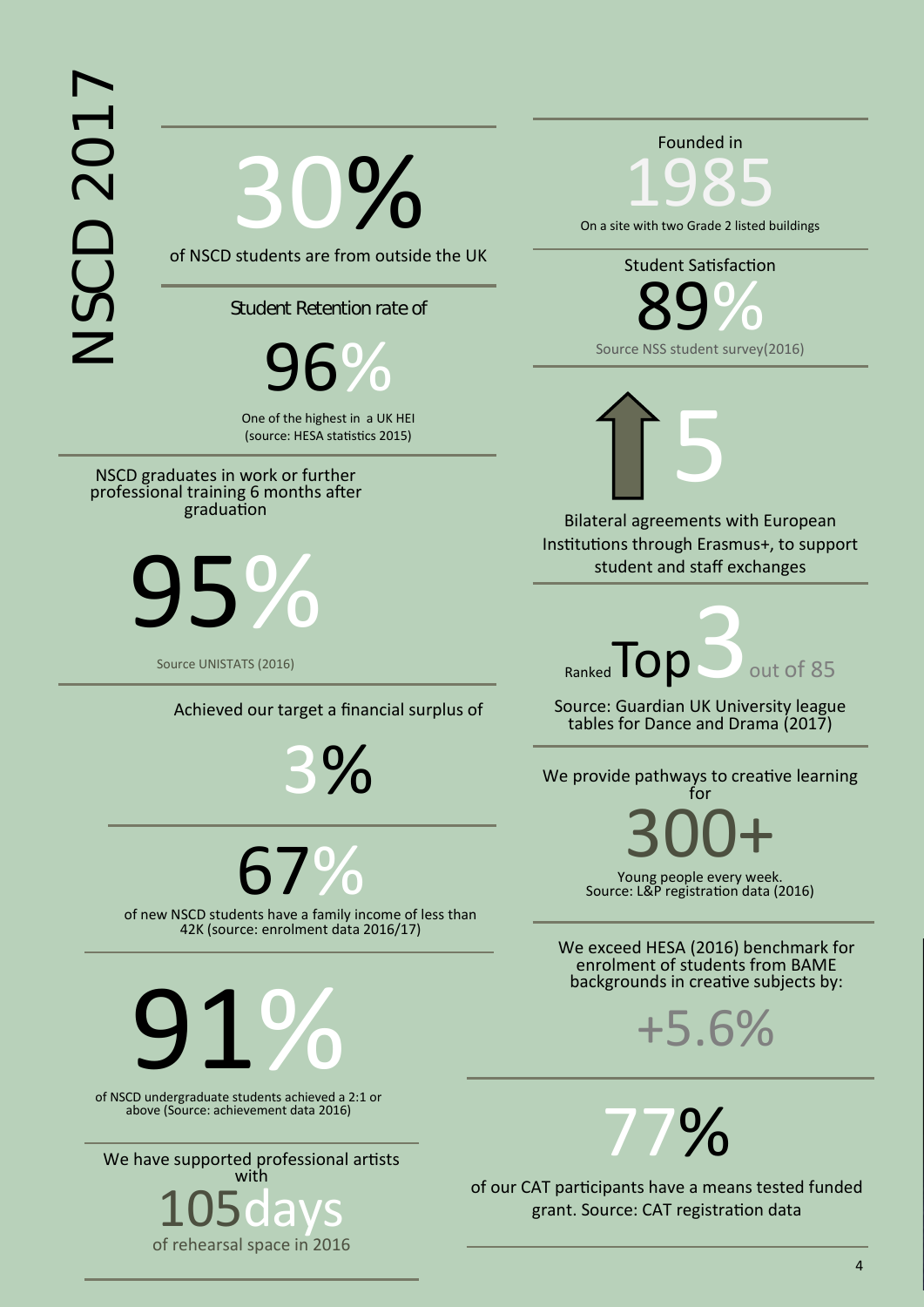# NSCD 2017

**30%**

of NSCD students are from outside the UK

Student Retention rate of

**96%**

One of the highest in a UK HEI
(source: HESA statistics 2015)

NSCD graduates in work or further professional training 6 months after graduation

**95%**

Source UNISTATS (2016)

Achieved our target a financial surplus of

**3%**

**67%**

of new NSCD students have a family income of less than 42K (source: enrolment data 2016/17)

**91%**

of NSCD undergraduate students achieved a 2:1 or above (Source: achievement data 2016)

We have supported professional artists with

**105days**

of rehearsal space in 2016

Founded in

**1985**

On a site with two Grade 2 listed buildings

Student Satisfaction

**89%**

Source NSS student survey(2016)

**5**

Bilateral agreements with European Institutions through Erasmus+, to support student and staff exchanges

Ranked **Top 3** out of 85

Source: Guardian UK University league tables for Dance and Drama (2017)

We provide pathways to creative learning for

**300+**

Young people every week.
Source: L&P registration data (2016)

We exceed HESA (2016) benchmark for enrolment of students from BAME backgrounds in creative subjects by:

**+5.6%**

**77%**

of our CAT participants have a means tested funded grant. Source: CAT registration data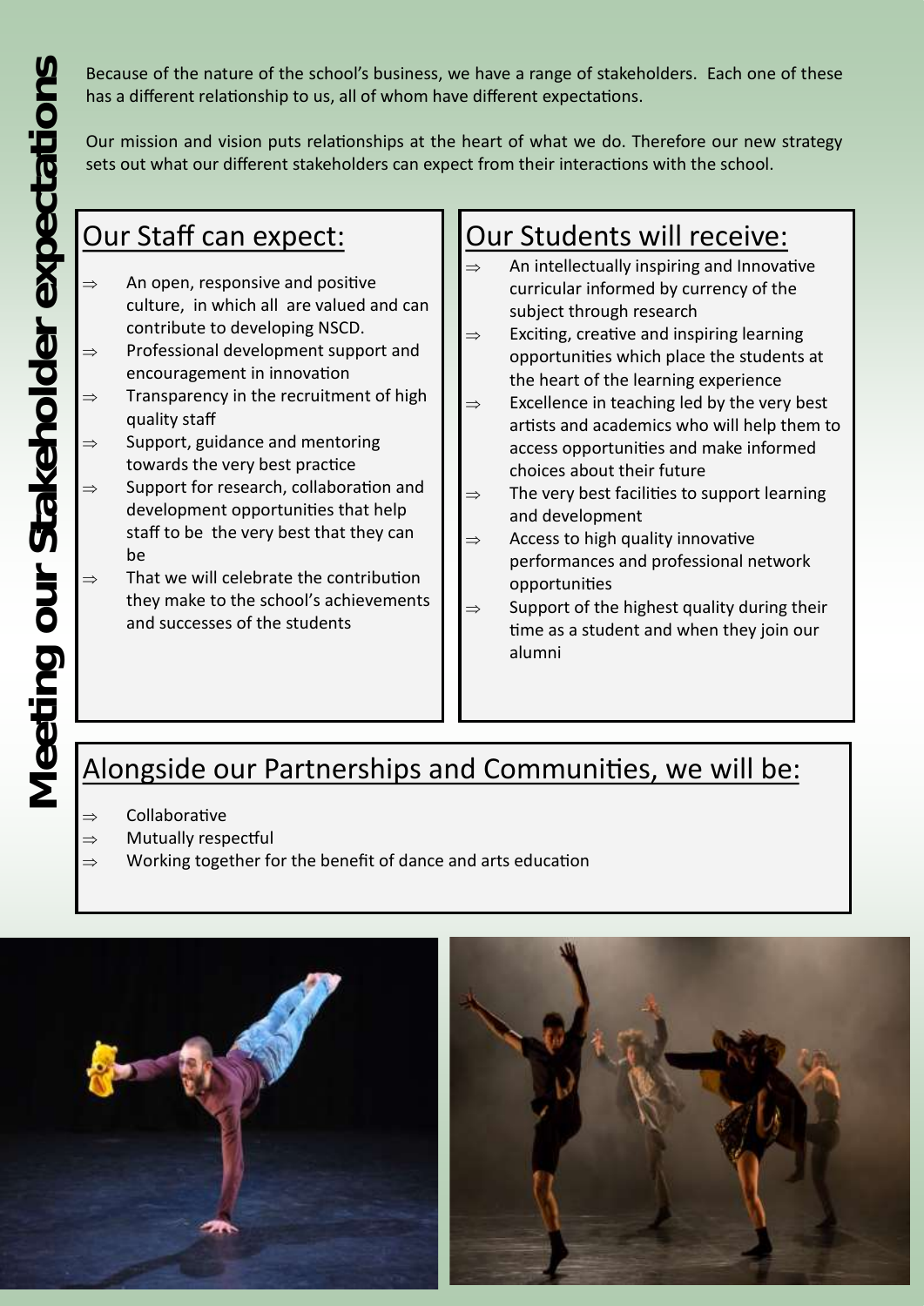# Meeting our Stakeholder expectations

Because of the nature of the school's business, we have a range of stakeholders. Each one of these has a different relationship to us, all of whom have different expectations.

Our mission and vision puts relationships at the heart of what we do. Therefore our new strategy sets out what our different stakeholders can expect from their interactions with the school.

## Our Staff can expect:

- ⇒ An open, responsive and positive culture, in which all are valued and can contribute to developing NSCD.
- ⇒ Professional development support and encouragement in innovation
- ⇒ Transparency in the recruitment of high quality staff
- ⇒ Support, guidance and mentoring towards the very best practice
- ⇒ Support for research, collaboration and development opportunities that help staff to be the very best that they can be
- ⇒ That we will celebrate the contribution they make to the school's achievements and successes of the students

## Our Students will receive:

- ⇒ An intellectually inspiring and Innovative curricular informed by currency of the subject through research
- ⇒ Exciting, creative and inspiring learning opportunities which place the students at the heart of the learning experience
- ⇒ Excellence in teaching led by the very best artists and academics who will help them to access opportunities and make informed choices about their future
- ⇒ The very best facilities to support learning and development
- ⇒ Access to high quality innovative performances and professional network opportunities
- ⇒ Support of the highest quality during their time as a student and when they join our alumni

## Alongside our Partnerships and Communities, we will be:

- ⇒ Collaborative
- ⇒ Mutually respectful
- ⇒ Working together for the benefit of dance and arts education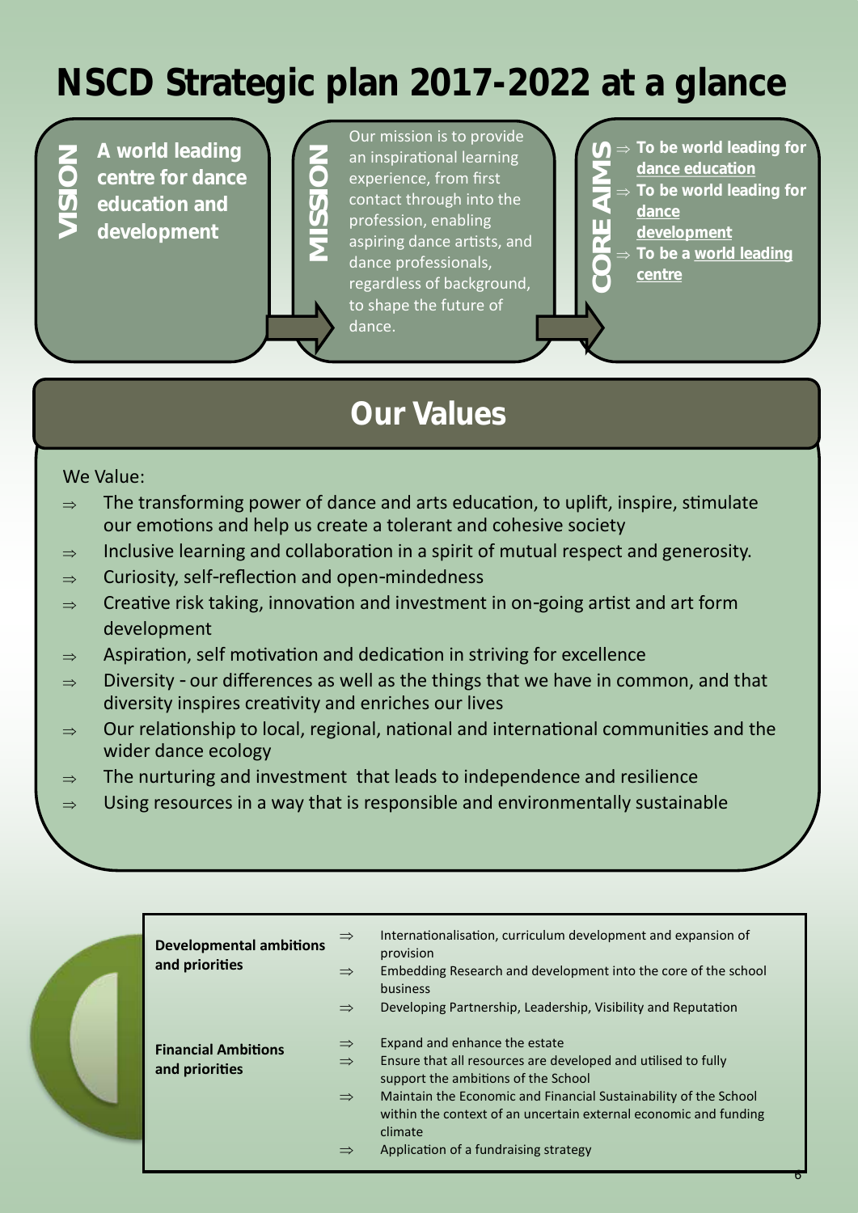# NSCD Strategic plan 2017-2022 at a glance

**VISION**

**A world leading centre for dance education and development**

**MISSION**

Our mission is to provide an inspirational learning experience, from first contact through into the profession, enabling aspiring dance artists, and dance professionals, regardless of background, to shape the future of dance.

**CORE AIMS**

- ⇒ **To be world leading for <u>dance education</u>**
- ⇒ **To be world leading for <u>dance development</u>**
- ⇒ **To be a <u>world leading centre</u>**

## Our Values

We Value:

- ⇒ The transforming power of dance and arts education, to uplift, inspire, stimulate our emotions and help us create a tolerant and cohesive society
- ⇒ Inclusive learning and collaboration in a spirit of mutual respect and generosity.
- ⇒ Curiosity, self-reflection and open-mindedness
- ⇒ Creative risk taking, innovation and investment in on-going artist and art form development
- ⇒ Aspiration, self motivation and dedication in striving for excellence
- ⇒ Diversity - our differences as well as the things that we have in common, and that diversity inspires creativity and enriches our lives
- ⇒ Our relationship to local, regional, national and international communities and the wider dance ecology
- ⇒ The nurturing and investment that leads to independence and resilience
- ⇒ Using resources in a way that is responsible and environmentally sustainable

**Developmental ambitions and priorities**

- ⇒ Internationalisation, curriculum development and expansion of provision
- ⇒ Embedding Research and development into the core of the school business
- ⇒ Developing Partnership, Leadership, Visibility and Reputation

**Financial Ambitions and priorities**

- ⇒ Expand and enhance the estate
- ⇒ Ensure that all resources are developed and utilised to fully support the ambitions of the School
- ⇒ Maintain the Economic and Financial Sustainability of the School within the context of an uncertain external economic and funding climate
- ⇒ Application of a fundraising strategy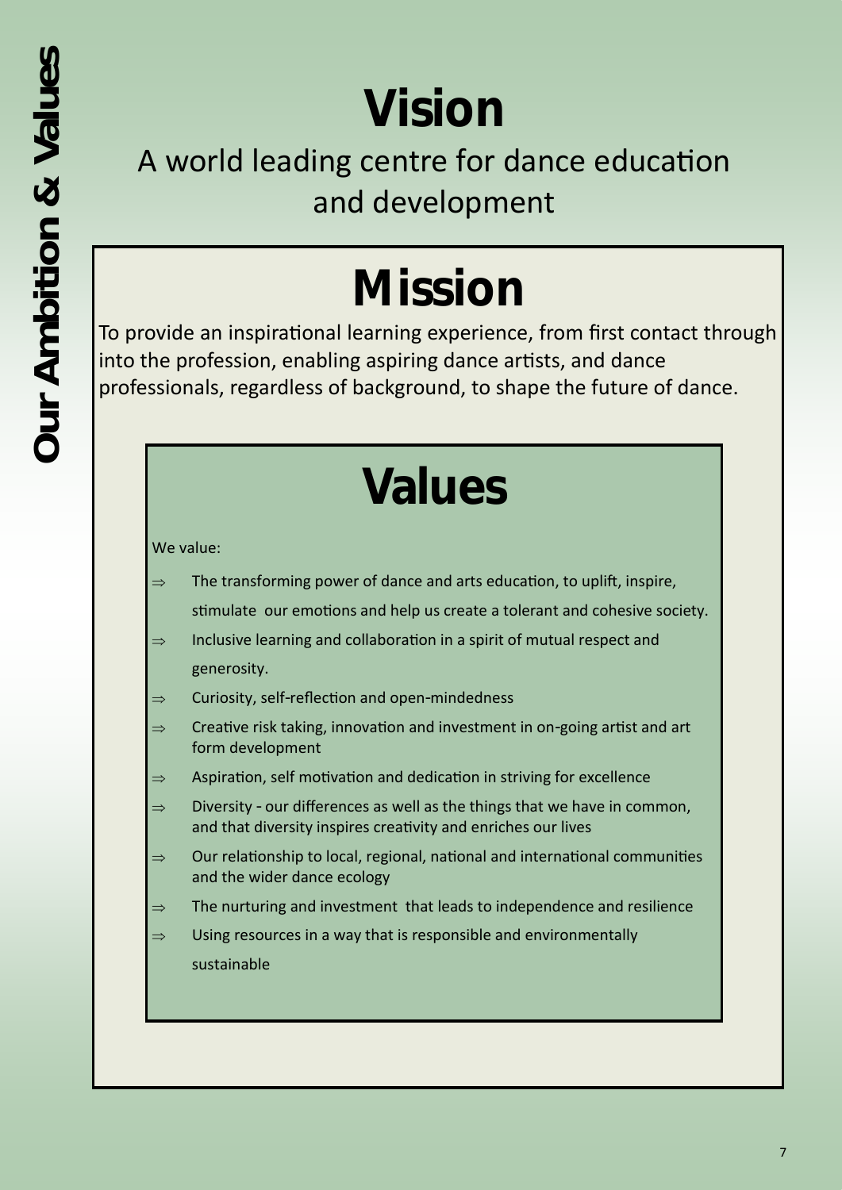# Our Ambition & Values

## Vision

A world leading centre for dance education and development

## Mission

To provide an inspirational learning experience, from first contact through into the profession, enabling aspiring dance artists, and dance professionals, regardless of background, to shape the future of dance.

## Values

We value:

- ⇒ The transforming power of dance and arts education, to uplift, inspire, stimulate our emotions and help us create a tolerant and cohesive society.
- ⇒ Inclusive learning and collaboration in a spirit of mutual respect and generosity.
- ⇒ Curiosity, self-reflection and open-mindedness
- ⇒ Creative risk taking, innovation and investment in on-going artist and art form development
- ⇒ Aspiration, self motivation and dedication in striving for excellence
- ⇒ Diversity - our differences as well as the things that we have in common, and that diversity inspires creativity and enriches our lives
- ⇒ Our relationship to local, regional, national and international communities and the wider dance ecology
- ⇒ The nurturing and investment that leads to independence and resilience
- ⇒ Using resources in a way that is responsible and environmentally sustainable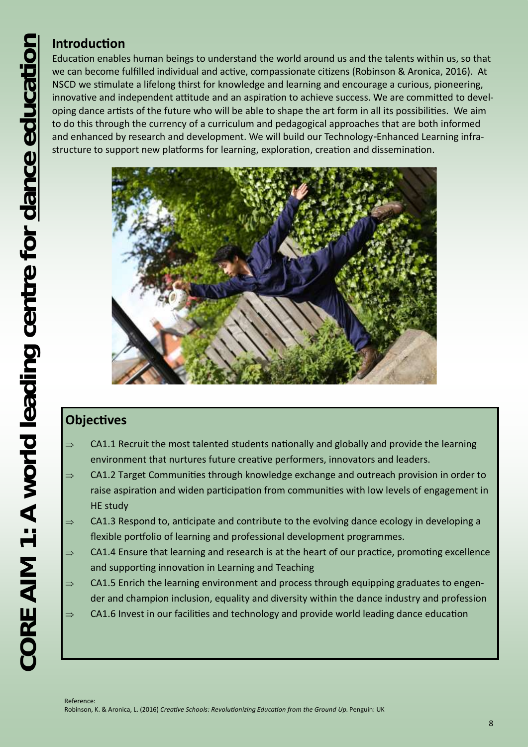# CORE AIM 1: A world leading centre for dance education

## Introduction

Education enables human beings to understand the world around us and the talents within us, so that we can become fulfilled individual and active, compassionate citizens (Robinson & Aronica, 2016). At NSCD we stimulate a lifelong thirst for knowledge and learning and encourage a curious, pioneering, innovative and independent attitude and an aspiration to achieve success. We are committed to developing dance artists of the future who will be able to shape the art form in all its possibilities. We aim to do this through the currency of a curriculum and pedagogical approaches that are both informed and enhanced by research and development. We will build our Technology-Enhanced Learning infrastructure to support new platforms for learning, exploration, creation and dissemination.

## Objectives

- ⇒ CA1.1 Recruit the most talented students nationally and globally and provide the learning environment that nurtures future creative performers, innovators and leaders.
- ⇒ CA1.2 Target Communities through knowledge exchange and outreach provision in order to raise aspiration and widen participation from communities with low levels of engagement in HE study
- ⇒ CA1.3 Respond to, anticipate and contribute to the evolving dance ecology in developing a flexible portfolio of learning and professional development programmes.
- ⇒ CA1.4 Ensure that learning and research is at the heart of our practice, promoting excellence and supporting innovation in Learning and Teaching
- ⇒ CA1.5 Enrich the learning environment and process through equipping graduates to engender and champion inclusion, equality and diversity within the dance industry and profession
- ⇒ CA1.6 Invest in our facilities and technology and provide world leading dance education

Reference:
Robinson, K. & Aronica, L. (2016) *Creative Schools: Revolutionizing Education from the Ground Up*. Penguin: UK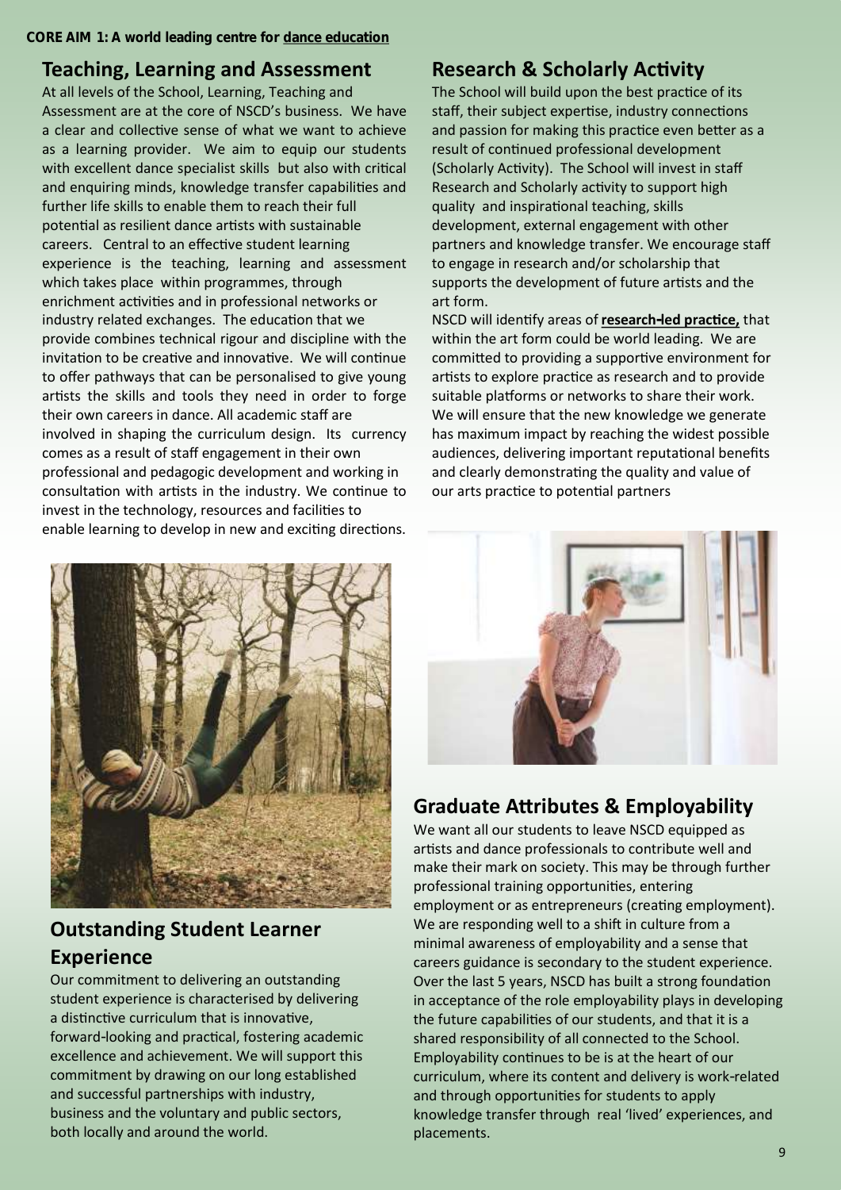**CORE AIM 1: A world leading centre for dance education**

## Teaching, Learning and Assessment

At all levels of the School, Learning, Teaching and Assessment are at the core of NSCD's business. We have a clear and collective sense of what we want to achieve as a learning provider. We aim to equip our students with excellent dance specialist skills but also with critical and enquiring minds, knowledge transfer capabilities and further life skills to enable them to reach their full potential as resilient dance artists with sustainable careers. Central to an effective student learning experience is the teaching, learning and assessment which takes place within programmes, through enrichment activities and in professional networks or industry related exchanges. The education that we provide combines technical rigour and discipline with the invitation to be creative and innovative. We will continue to offer pathways that can be personalised to give young artists the skills and tools they need in order to forge their own careers in dance. All academic staff are involved in shaping the curriculum design. Its currency comes as a result of staff engagement in their own professional and pedagogic development and working in consultation with artists in the industry. We continue to invest in the technology, resources and facilities to enable learning to develop in new and exciting directions.

## Outstanding Student Learner Experience

Our commitment to delivering an outstanding student experience is characterised by delivering a distinctive curriculum that is innovative, forward-looking and practical, fostering academic excellence and achievement. We will support this commitment by drawing on our long established and successful partnerships with industry, business and the voluntary and public sectors, both locally and around the world.

## Research & Scholarly Activity

The School will build upon the best practice of its staff, their subject expertise, industry connections and passion for making this practice even better as a result of continued professional development (Scholarly Activity). The School will invest in staff Research and Scholarly activity to support high quality and inspirational teaching, skills development, external engagement with other partners and knowledge transfer. We encourage staff to engage in research and/or scholarship that supports the development of future artists and the art form.

NSCD will identify areas of **research-led practice,** that within the art form could be world leading. We are committed to providing a supportive environment for artists to explore practice as research and to provide suitable platforms or networks to share their work. We will ensure that the new knowledge we generate has maximum impact by reaching the widest possible audiences, delivering important reputational benefits and clearly demonstrating the quality and value of our arts practice to potential partners

## Graduate Attributes & Employability

We want all our students to leave NSCD equipped as artists and dance professionals to contribute well and make their mark on society. This may be through further professional training opportunities, entering employment or as entrepreneurs (creating employment). We are responding well to a shift in culture from a minimal awareness of employability and a sense that careers guidance is secondary to the student experience. Over the last 5 years, NSCD has built a strong foundation in acceptance of the role employability plays in developing the future capabilities of our students, and that it is a shared responsibility of all connected to the School. Employability continues to be is at the heart of our curriculum, where its content and delivery is work-related and through opportunities for students to apply knowledge transfer through real 'lived' experiences, and placements.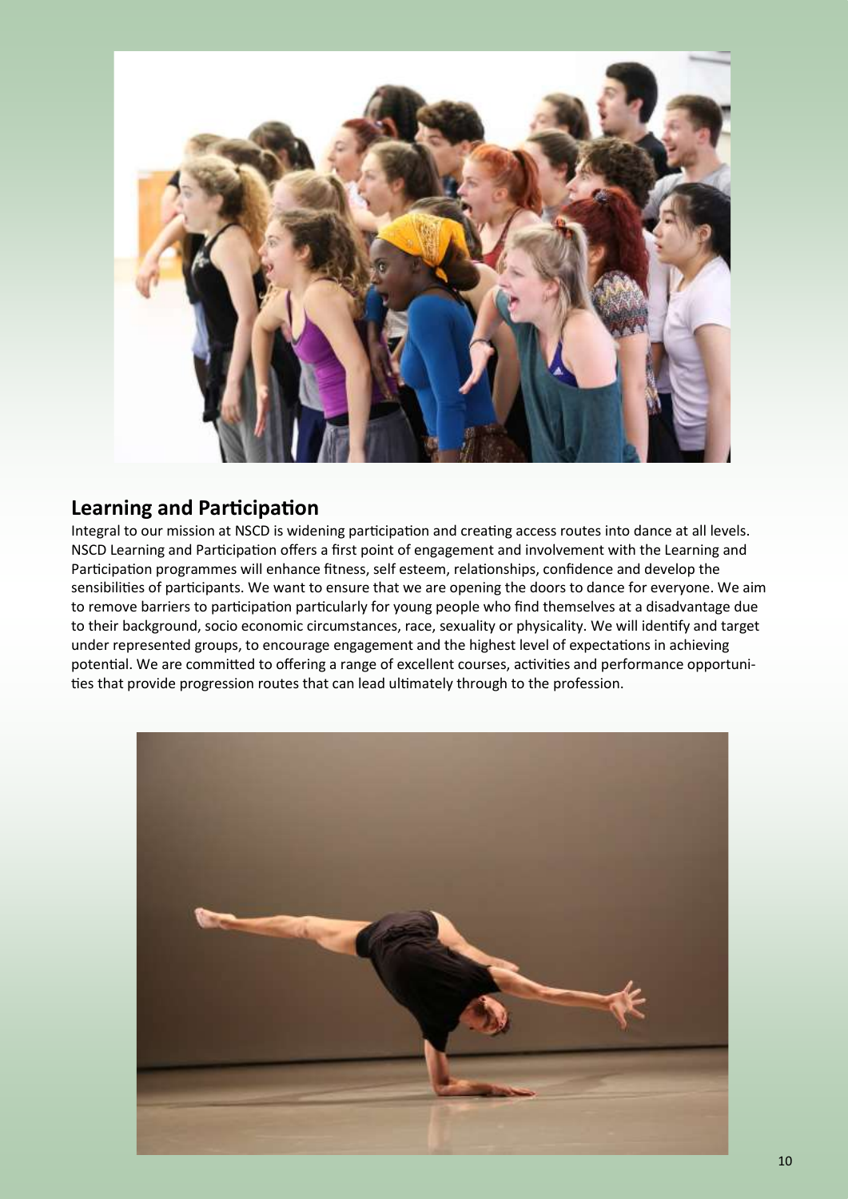## Learning and Participation

Integral to our mission at NSCD is widening participation and creating access routes into dance at all levels. NSCD Learning and Participation offers a first point of engagement and involvement with the Learning and Participation programmes will enhance fitness, self esteem, relationships, confidence and develop the sensibilities of participants. We want to ensure that we are opening the doors to dance for everyone. We aim to remove barriers to participation particularly for young people who find themselves at a disadvantage due to their background, socio economic circumstances, race, sexuality or physicality. We will identify and target under represented groups, to encourage engagement and the highest level of expectations in achieving potential. We are committed to offering a range of excellent courses, activities and performance opportunities that provide progression routes that can lead ultimately through to the profession.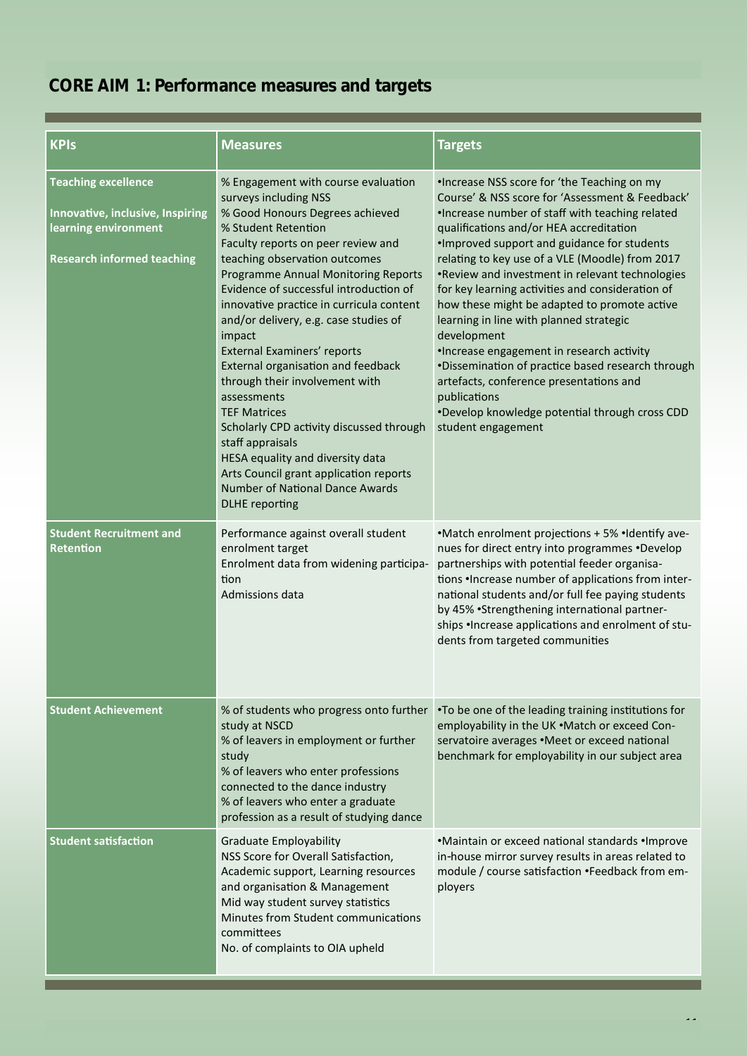# CORE AIM 1: Performance measures and targets

| KPIs | Measures | Targets |
|---|---|---|
| **Teaching excellence**<br><br>**Innovative, inclusive, Inspiring learning environment**<br><br>**Research informed teaching** | % Engagement with course evaluation surveys including NSS<br>% Good Honours Degrees achieved<br>% Student Retention<br>Faculty reports on peer review and teaching observation outcomes<br>Programme Annual Monitoring Reports<br>Evidence of successful introduction of innovative practice in curricula content and/or delivery, e.g. case studies of impact<br>External Examiners' reports<br>External organisation and feedback through their involvement with assessments<br>TEF Matrices<br>Scholarly CPD activity discussed through staff appraisals<br>HESA equality and diversity data<br>Arts Council grant application reports<br>Number of National Dance Awards<br>DLHE reporting | •Increase NSS score for 'the Teaching on my Course' & NSS score for 'Assessment & Feedback'<br>•Increase number of staff with teaching related qualifications and/or HEA accreditation<br>•Improved support and guidance for students relating to key use of a VLE (Moodle) from 2017<br>•Review and investment in relevant technologies for key learning activities and consideration of how these might be adapted to promote active learning in line with planned strategic development<br>•Increase engagement in research activity<br>•Dissemination of practice based research through artefacts, conference presentations and publications<br>•Develop knowledge potential through cross CDD student engagement |
| **Student Recruitment and Retention** | Performance against overall student enrolment target<br>Enrolment data from widening participation<br>Admissions data | •Match enrolment projections + 5% •Identify avenues for direct entry into programmes •Develop partnerships with potential feeder organisations •Increase number of applications from international students and/or full fee paying students by 45% •Strengthening international partnerships •Increase applications and enrolment of students from targeted communities |
| **Student Achievement** | % of students who progress onto further study at NSCD<br>% of leavers in employment or further study<br>% of leavers who enter professions connected to the dance industry<br>% of leavers who enter a graduate profession as a result of studying dance | •To be one of the leading training institutions for employability in the UK •Match or exceed Conservatoire averages •Meet or exceed national benchmark for employability in our subject area |
| **Student satisfaction** | Graduate Employability<br>NSS Score for Overall Satisfaction, Academic support, Learning resources and organisation & Management<br>Mid way student survey statistics<br>Minutes from Student communications committees<br>No. of complaints to OIA upheld | •Maintain or exceed national standards •Improve in-house mirror survey results in areas related to module / course satisfaction •Feedback from employers |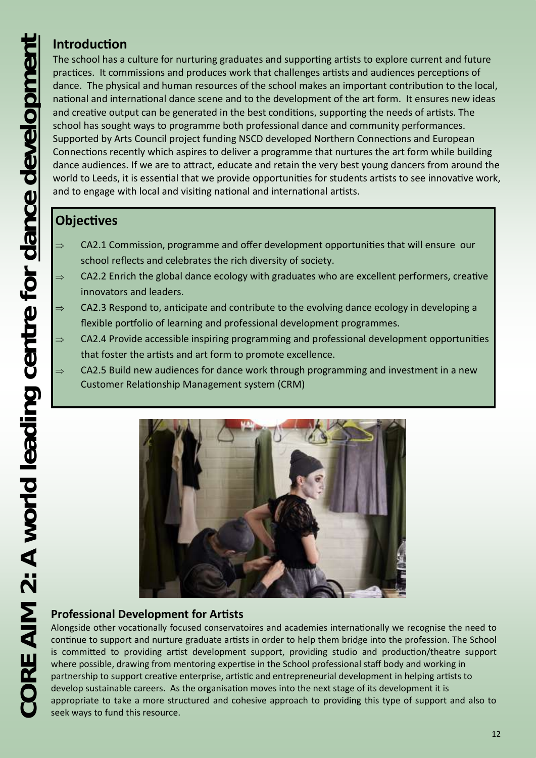# CORE AIM 2: A world leading centre for dance development

## Introduction

The school has a culture for nurturing graduates and supporting artists to explore current and future practices. It commissions and produces work that challenges artists and audiences perceptions of dance. The physical and human resources of the school makes an important contribution to the local, national and international dance scene and to the development of the art form. It ensures new ideas and creative output can be generated in the best conditions, supporting the needs of artists. The school has sought ways to programme both professional dance and community performances. Supported by Arts Council project funding NSCD developed Northern Connections and European Connections recently which aspires to deliver a programme that nurtures the art form while building dance audiences. If we are to attract, educate and retain the very best young dancers from around the world to Leeds, it is essential that we provide opportunities for students artists to see innovative work, and to engage with local and visiting national and international artists.

## Objectives

- ⇒ CA2.1 Commission, programme and offer development opportunities that will ensure our school reflects and celebrates the rich diversity of society.
- ⇒ CA2.2 Enrich the global dance ecology with graduates who are excellent performers, creative innovators and leaders.
- ⇒ CA2.3 Respond to, anticipate and contribute to the evolving dance ecology in developing a flexible portfolio of learning and professional development programmes.
- ⇒ CA2.4 Provide accessible inspiring programming and professional development opportunities that foster the artists and art form to promote excellence.
- ⇒ CA2.5 Build new audiences for dance work through programming and investment in a new Customer Relationship Management system (CRM)

## Professional Development for Artists

Alongside other vocationally focused conservatoires and academies internationally we recognise the need to continue to support and nurture graduate artists in order to help them bridge into the profession. The School is committed to providing artist development support, providing studio and production/theatre support where possible, drawing from mentoring expertise in the School professional staff body and working in partnership to support creative enterprise, artistic and entrepreneurial development in helping artists to develop sustainable careers. As the organisation moves into the next stage of its development it is appropriate to take a more structured and cohesive approach to providing this type of support and also to seek ways to fund this resource.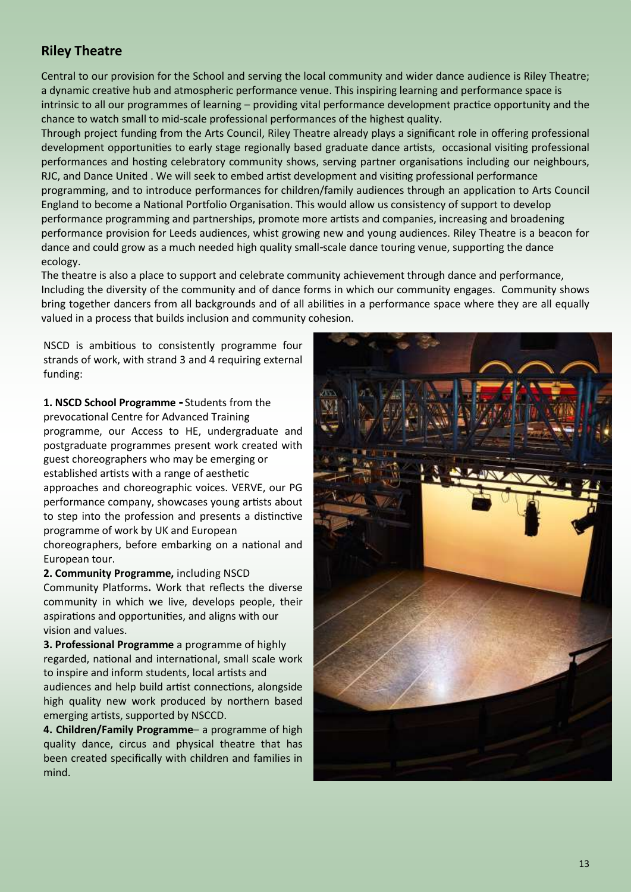## Riley Theatre

Central to our provision for the School and serving the local community and wider dance audience is Riley Theatre; a dynamic creative hub and atmospheric performance venue. This inspiring learning and performance space is intrinsic to all our programmes of learning – providing vital performance development practice opportunity and the chance to watch small to mid-scale professional performances of the highest quality.

Through project funding from the Arts Council, Riley Theatre already plays a significant role in offering professional development opportunities to early stage regionally based graduate dance artists, occasional visiting professional performances and hosting celebratory community shows, serving partner organisations including our neighbours, RJC, and Dance United . We will seek to embed artist development and visiting professional performance programming, and to introduce performances for children/family audiences through an application to Arts Council England to become a National Portfolio Organisation. This would allow us consistency of support to develop performance programming and partnerships, promote more artists and companies, increasing and broadening performance provision for Leeds audiences, whist growing new and young audiences. Riley Theatre is a beacon for dance and could grow as a much needed high quality small-scale dance touring venue, supporting the dance ecology.

The theatre is also a place to support and celebrate community achievement through dance and performance, Including the diversity of the community and of dance forms in which our community engages. Community shows bring together dancers from all backgrounds and of all abilities in a performance space where they are all equally valued in a process that builds inclusion and community cohesion.

NSCD is ambitious to consistently programme four strands of work, with strand 3 and 4 requiring external funding:

**1. NSCD School Programme -** Students from the prevocational Centre for Advanced Training programme, our Access to HE, undergraduate and postgraduate programmes present work created with guest choreographers who may be emerging or established artists with a range of aesthetic approaches and choreographic voices. VERVE, our PG performance company, showcases young artists about to step into the profession and presents a distinctive programme of work by UK and European choreographers, before embarking on a national and European tour.

**2. Community Programme,** including NSCD Community Platforms**.** Work that reflects the diverse community in which we live, develops people, their aspirations and opportunities, and aligns with our vision and values.

**3. Professional Programme** a programme of highly regarded, national and international, small scale work to inspire and inform students, local artists and audiences and help build artist connections, alongside high quality new work produced by northern based emerging artists, supported by NSCCD.

**4. Children/Family Programme**– a programme of high quality dance, circus and physical theatre that has been created specifically with children and families in mind.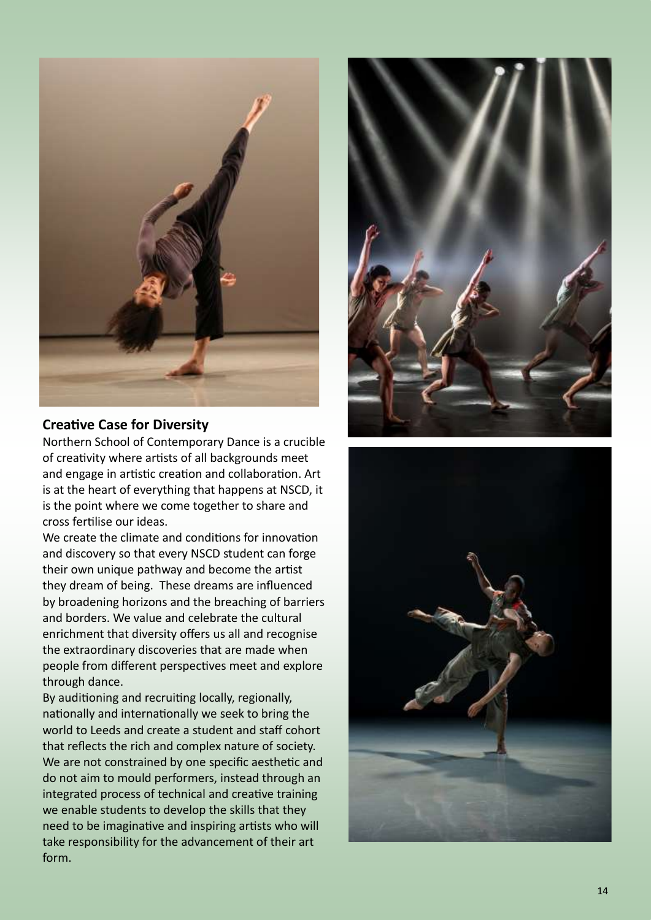## Creative Case for Diversity

Northern School of Contemporary Dance is a crucible of creativity where artists of all backgrounds meet and engage in artistic creation and collaboration. Art is at the heart of everything that happens at NSCD, it is the point where we come together to share and cross fertilise our ideas.

We create the climate and conditions for innovation and discovery so that every NSCD student can forge their own unique pathway and become the artist they dream of being. These dreams are influenced by broadening horizons and the breaching of barriers and borders. We value and celebrate the cultural enrichment that diversity offers us all and recognise the extraordinary discoveries that are made when people from different perspectives meet and explore through dance.

By auditioning and recruiting locally, regionally, nationally and internationally we seek to bring the world to Leeds and create a student and staff cohort that reflects the rich and complex nature of society. We are not constrained by one specific aesthetic and do not aim to mould performers, instead through an integrated process of technical and creative training we enable students to develop the skills that they need to be imaginative and inspiring artists who will take responsibility for the advancement of their art form.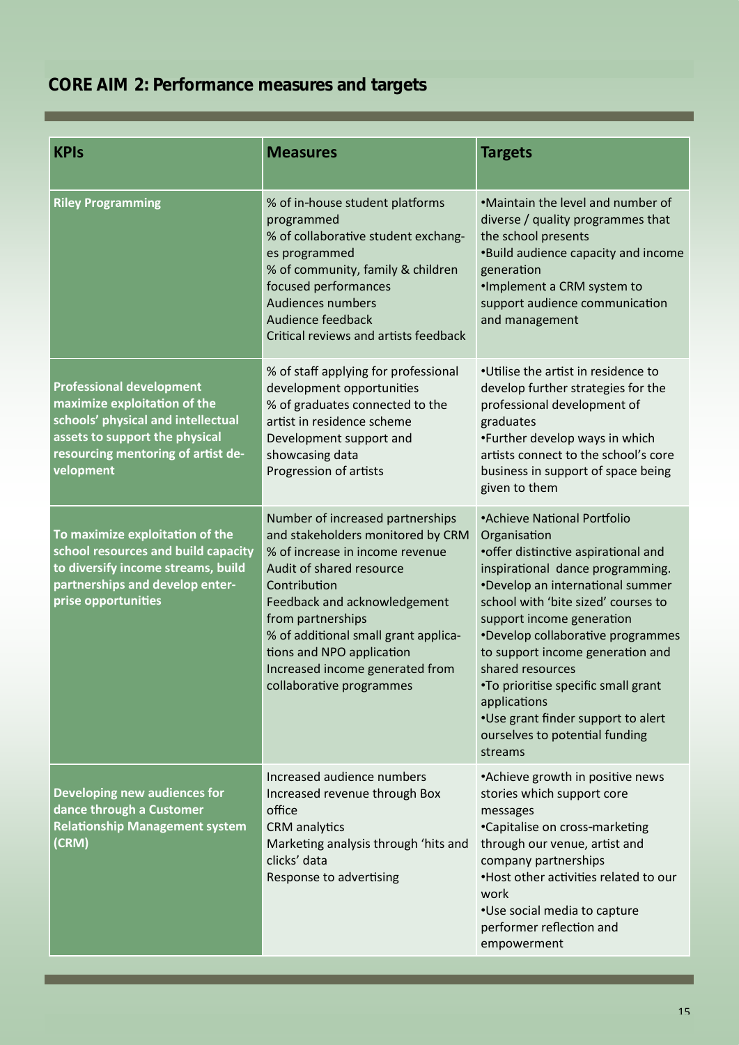## CORE AIM 2: Performance measures and targets

| KPIs | Measures | Targets |
|---|---|---|
| **Riley Programming** | % of in-house student platforms programmed<br>% of collaborative student exchanges programmed<br>% of community, family & children focused performances<br>Audiences numbers<br>Audience feedback<br>Critical reviews and artists feedback | •Maintain the level and number of diverse / quality programmes that the school presents<br>•Build audience capacity and income generation<br>•Implement a CRM system to support audience communication and management |
| **Professional development maximize exploitation of the schools' physical and intellectual assets to support the physical resourcing mentoring of artist development** | % of staff applying for professional development opportunities<br>% of graduates connected to the artist in residence scheme<br>Development support and showcasing data<br>Progression of artists | •Utilise the artist in residence to develop further strategies for the professional development of graduates<br>•Further develop ways in which artists connect to the school's core business in support of space being given to them |
| **To maximize exploitation of the school resources and build capacity to diversify income streams, build partnerships and develop enterprise opportunities** | Number of increased partnerships and stakeholders monitored by CRM<br>% of increase in income revenue<br>Audit of shared resource Contribution<br>Feedback and acknowledgement from partnerships<br>% of additional small grant applications and NPO application<br>Increased income generated from collaborative programmes | •Achieve National Portfolio Organisation<br>•offer distinctive aspirational and inspirational dance programming.<br>•Develop an international summer school with 'bite sized' courses to support income generation<br>•Develop collaborative programmes to support income generation and shared resources<br>•To prioritise specific small grant applications<br>•Use grant finder support to alert ourselves to potential funding streams |
| **Developing new audiences for dance through a Customer Relationship Management system (CRM)** | Increased audience numbers<br>Increased revenue through Box office<br>CRM analytics<br>Marketing analysis through 'hits and clicks' data<br>Response to advertising | •Achieve growth in positive news stories which support core messages<br>•Capitalise on cross-marketing through our venue, artist and company partnerships<br>•Host other activities related to our work<br>•Use social media to capture performer reflection and empowerment |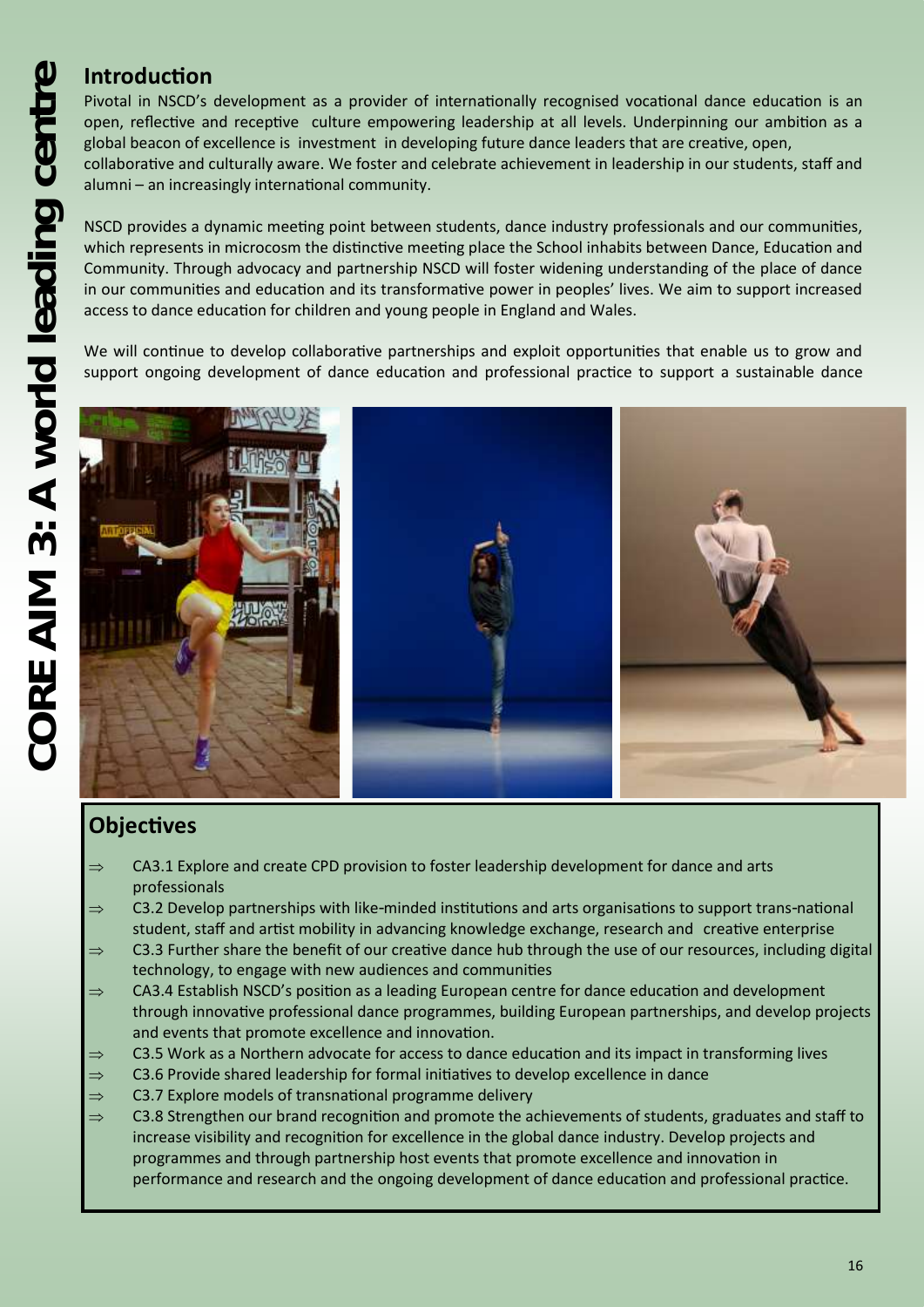# CORE AIM 3: A world leading centre

## Introduction

Pivotal in NSCD's development as a provider of internationally recognised vocational dance education is an open, reflective and receptive culture empowering leadership at all levels. Underpinning our ambition as a global beacon of excellence is investment in developing future dance leaders that are creative, open, collaborative and culturally aware. We foster and celebrate achievement in leadership in our students, staff and alumni – an increasingly international community.

NSCD provides a dynamic meeting point between students, dance industry professionals and our communities, which represents in microcosm the distinctive meeting place the School inhabits between Dance, Education and Community. Through advocacy and partnership NSCD will foster widening understanding of the place of dance in our communities and education and its transformative power in peoples' lives. We aim to support increased access to dance education for children and young people in England and Wales.

We will continue to develop collaborative partnerships and exploit opportunities that enable us to grow and support ongoing development of dance education and professional practice to support a sustainable dance

## Objectives

- ⇒ CA3.1 Explore and create CPD provision to foster leadership development for dance and arts professionals
- ⇒ C3.2 Develop partnerships with like-minded institutions and arts organisations to support trans-national student, staff and artist mobility in advancing knowledge exchange, research and creative enterprise
- ⇒ C3.3 Further share the benefit of our creative dance hub through the use of our resources, including digital technology, to engage with new audiences and communities
- ⇒ CA3.4 Establish NSCD's position as a leading European centre for dance education and development through innovative professional dance programmes, building European partnerships, and develop projects and events that promote excellence and innovation.
- ⇒ C3.5 Work as a Northern advocate for access to dance education and its impact in transforming lives
- ⇒ C3.6 Provide shared leadership for formal initiatives to develop excellence in dance
- ⇒ C3.7 Explore models of transnational programme delivery
- ⇒ C3.8 Strengthen our brand recognition and promote the achievements of students, graduates and staff to increase visibility and recognition for excellence in the global dance industry. Develop projects and programmes and through partnership host events that promote excellence and innovation in performance and research and the ongoing development of dance education and professional practice.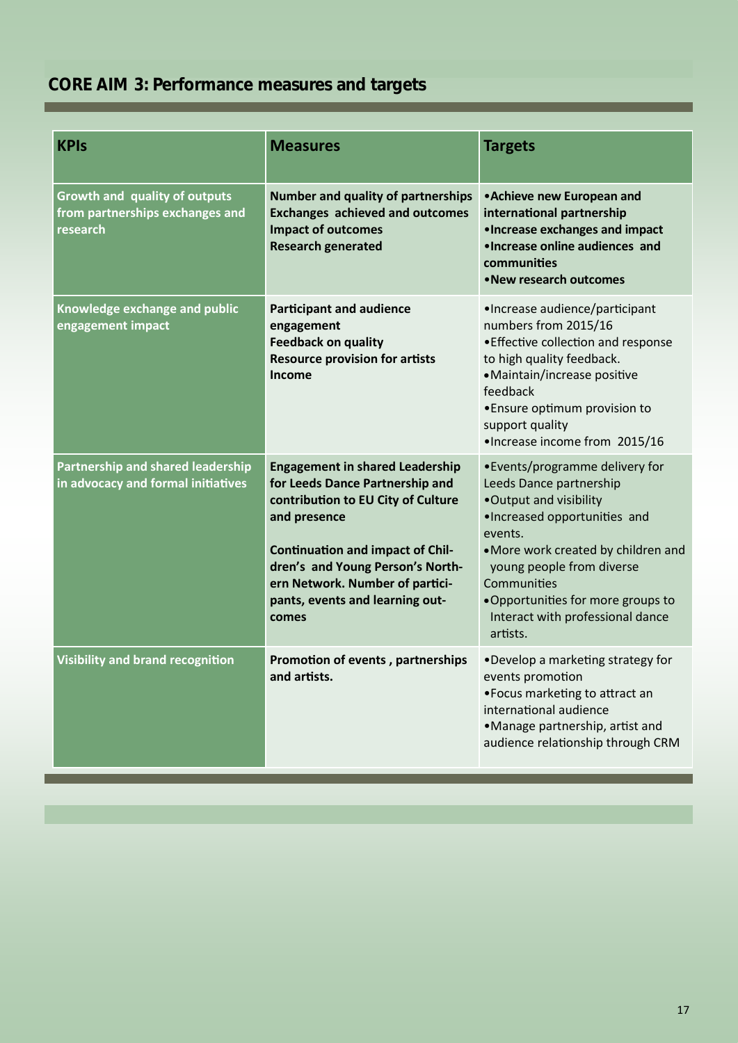## CORE AIM 3: Performance measures and targets

| KPIs | Measures | Targets |
|---|---|---|
| **Growth and quality of outputs from partnerships exchanges and research** | **Number and quality of partnerships**<br>**Exchanges achieved and outcomes**<br>**Impact of outcomes**<br>**Research generated** | • **Achieve new European and international partnership**<br>• **Increase exchanges and impact**<br>• **Increase online audiences and communities**<br>• **New research outcomes** |
| **Knowledge exchange and public engagement impact** | **Participant and audience engagement**<br>**Feedback on quality**<br>**Resource provision for artists**<br>**Income** | • Increase audience/participant numbers from 2015/16<br>• Effective collection and response to high quality feedback.<br>• Maintain/increase positive feedback<br>• Ensure optimum provision to support quality<br>• Increase income from 2015/16 |
| **Partnership and shared leadership in advocacy and formal initiatives** | **Engagement in shared Leadership for Leeds Dance Partnership and contribution to EU City of Culture and presence**<br><br>**Continuation and impact of Children's and Young Person's Northern Network. Number of participants, events and learning outcomes** | • Events/programme delivery for Leeds Dance partnership<br>• Output and visibility<br>• Increased opportunities and events.<br>• More work created by children and young people from diverse Communities<br>• Opportunities for more groups to Interact with professional dance artists. |
| **Visibility and brand recognition** | **Promotion of events , partnerships and artists.** | • Develop a marketing strategy for events promotion<br>• Focus marketing to attract an international audience<br>• Manage partnership, artist and audience relationship through CRM |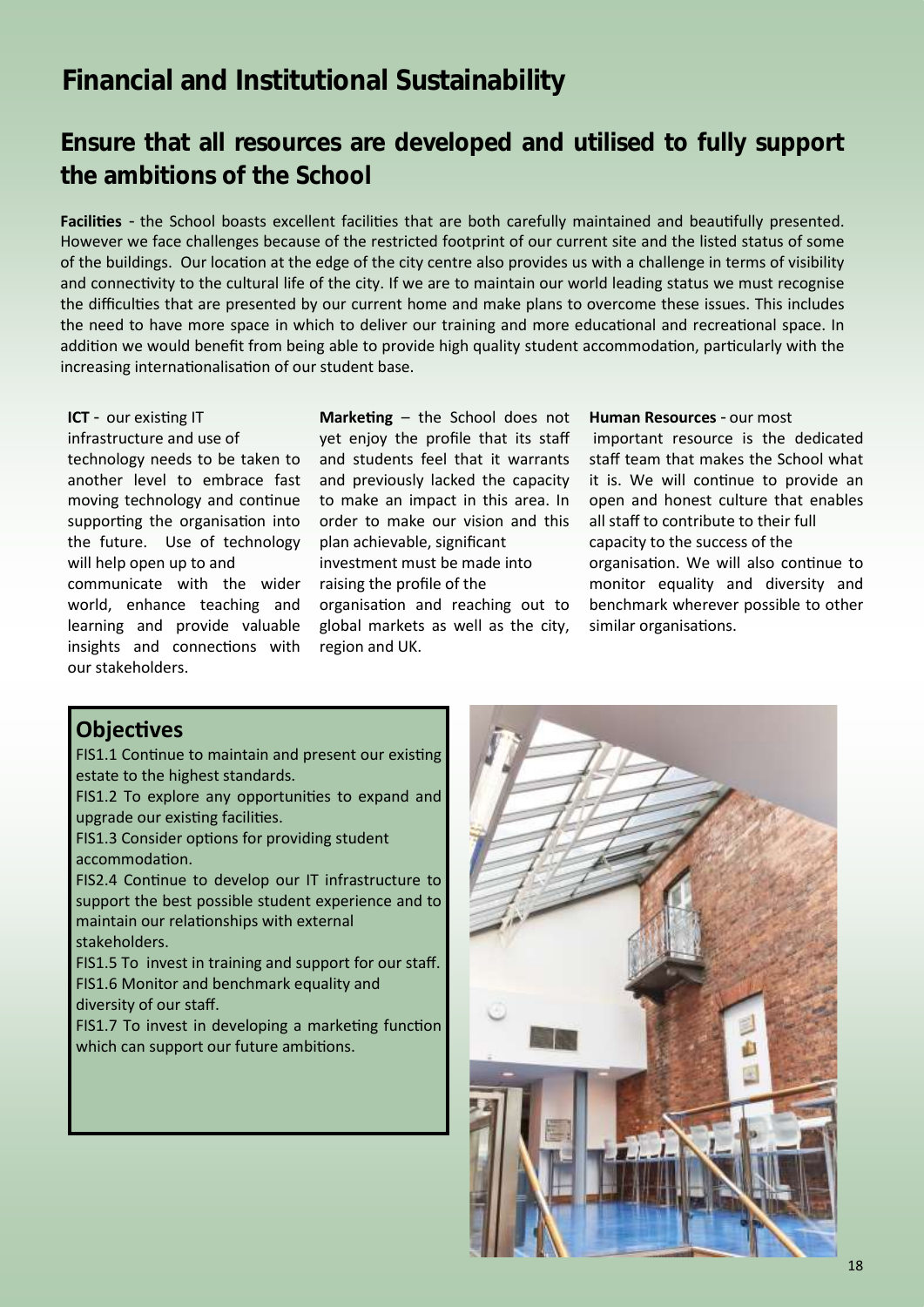# Financial and Institutional Sustainability

## Ensure that all resources are developed and utilised to fully support the ambitions of the School

**Facilities** - the School boasts excellent facilities that are both carefully maintained and beautifully presented. However we face challenges because of the restricted footprint of our current site and the listed status of some of the buildings. Our location at the edge of the city centre also provides us with a challenge in terms of visibility and connectivity to the cultural life of the city. If we are to maintain our world leading status we must recognise the difficulties that are presented by our current home and make plans to overcome these issues. This includes the need to have more space in which to deliver our training and more educational and recreational space. In addition we would benefit from being able to provide high quality student accommodation, particularly with the increasing internationalisation of our student base.

**ICT** - our existing IT infrastructure and use of technology needs to be taken to another level to embrace fast moving technology and continue supporting the organisation into the future. Use of technology will help open up to and communicate with the wider world, enhance teaching and learning and provide valuable insights and connections with our stakeholders.

**Marketing** – the School does not yet enjoy the profile that its staff and students feel that it warrants and previously lacked the capacity to make an impact in this area. In order to make our vision and this plan achievable, significant investment must be made into raising the profile of the organisation and reaching out to global markets as well as the city, region and UK.

**Human Resources** - our most important resource is the dedicated staff team that makes the School what it is. We will continue to provide an open and honest culture that enables all staff to contribute to their full capacity to the success of the organisation. We will also continue to monitor equality and diversity and benchmark wherever possible to other similar organisations.

### Objectives

FIS1.1 Continue to maintain and present our existing estate to the highest standards.

FIS1.2 To explore any opportunities to expand and upgrade our existing facilities.

FIS1.3 Consider options for providing student accommodation.

FIS2.4 Continue to develop our IT infrastructure to support the best possible student experience and to maintain our relationships with external stakeholders.

FIS1.5 To invest in training and support for our staff.

FIS1.6 Monitor and benchmark equality and diversity of our staff.

FIS1.7 To invest in developing a marketing function which can support our future ambitions.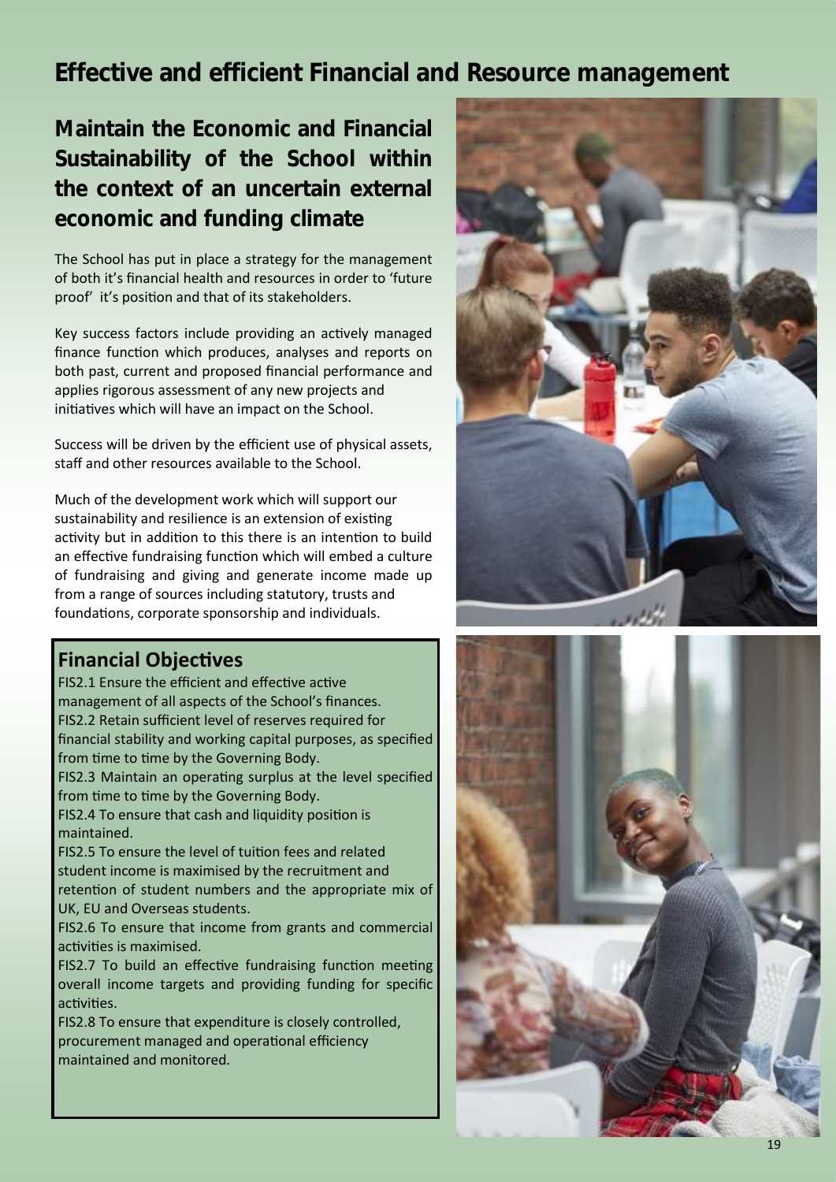# Effective and efficient Financial and Resource management

## Maintain the Economic and Financial Sustainability of the School within the context of an uncertain external economic and funding climate

The School has put in place a strategy for the management of both it's financial health and resources in order to 'future proof' it's position and that of its stakeholders.

Key success factors include providing an actively managed finance function which produces, analyses and reports on both past, current and proposed financial performance and applies rigorous assessment of any new projects and initiatives which will have an impact on the School.

Success will be driven by the efficient use of physical assets, staff and other resources available to the School.

Much of the development work which will support our sustainability and resilience is an extension of existing activity but in addition to this there is an intention to build an effective fundraising function which will embed a culture of fundraising and giving and generate income made up from a range of sources including statutory, trusts and foundations, corporate sponsorship and individuals.

### Financial Objectives

FIS2.1 Ensure the efficient and effective active management of all aspects of the School's finances.

FIS2.2 Retain sufficient level of reserves required for financial stability and working capital purposes, as specified from time to time by the Governing Body.

FIS2.3 Maintain an operating surplus at the level specified from time to time by the Governing Body.

FIS2.4 To ensure that cash and liquidity position is maintained.

FIS2.5 To ensure the level of tuition fees and related student income is maximised by the recruitment and retention of student numbers and the appropriate mix of UK, EU and Overseas students.

FIS2.6 To ensure that income from grants and commercial activities is maximised.

FIS2.7 To build an effective fundraising function meeting overall income targets and providing funding for specific activities.

FIS2.8 To ensure that expenditure is closely controlled, procurement managed and operational efficiency maintained and monitored.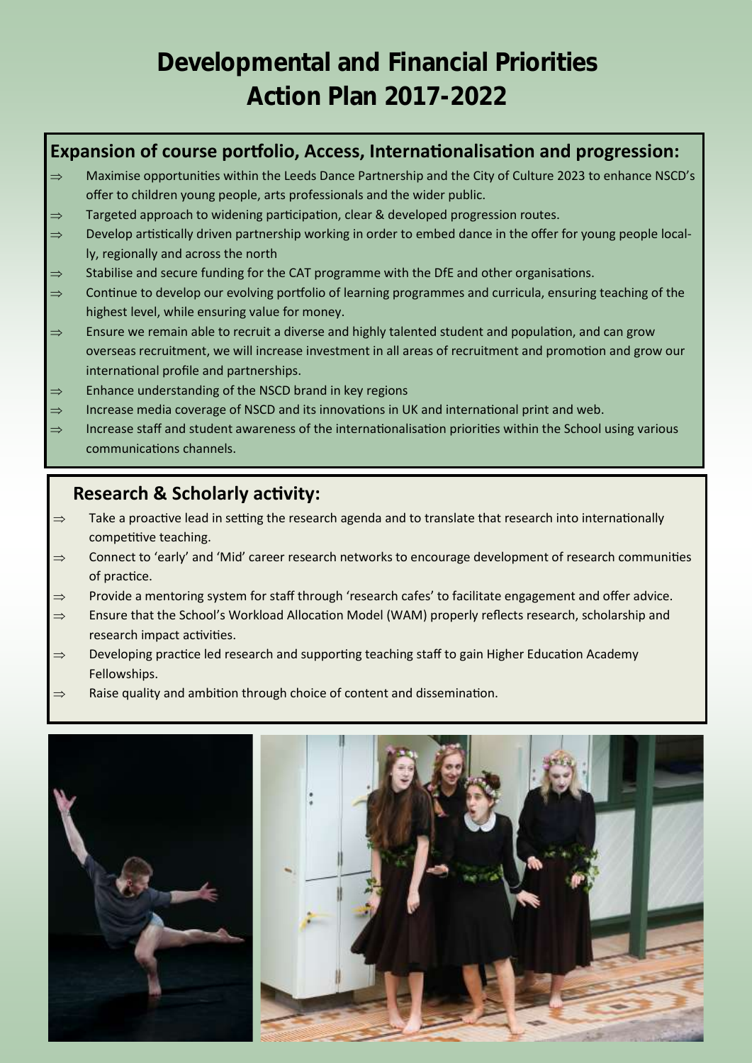# Developmental and Financial Priorities Action Plan 2017-2022

## Expansion of course portfolio, Access, Internationalisation and progression:

- Maximise opportunities within the Leeds Dance Partnership and the City of Culture 2023 to enhance NSCD's offer to children young people, arts professionals and the wider public.
- Targeted approach to widening participation, clear & developed progression routes.
- Develop artistically driven partnership working in order to embed dance in the offer for young people locally, regionally and across the north
- Stabilise and secure funding for the CAT programme with the DfE and other organisations.
- Continue to develop our evolving portfolio of learning programmes and curricula, ensuring teaching of the highest level, while ensuring value for money.
- Ensure we remain able to recruit a diverse and highly talented student and population, and can grow overseas recruitment, we will increase investment in all areas of recruitment and promotion and grow our international profile and partnerships.
- Enhance understanding of the NSCD brand in key regions
- Increase media coverage of NSCD and its innovations in UK and international print and web.
- Increase staff and student awareness of the internationalisation priorities within the School using various communications channels.

## Research & Scholarly activity:

- Take a proactive lead in setting the research agenda and to translate that research into internationally competitive teaching.
- Connect to 'early' and 'Mid' career research networks to encourage development of research communities of practice.
- Provide a mentoring system for staff through 'research cafes' to facilitate engagement and offer advice.
- Ensure that the School's Workload Allocation Model (WAM) properly reflects research, scholarship and research impact activities.
- Developing practice led research and supporting teaching staff to gain Higher Education Academy Fellowships.
- Raise quality and ambition through choice of content and dissemination.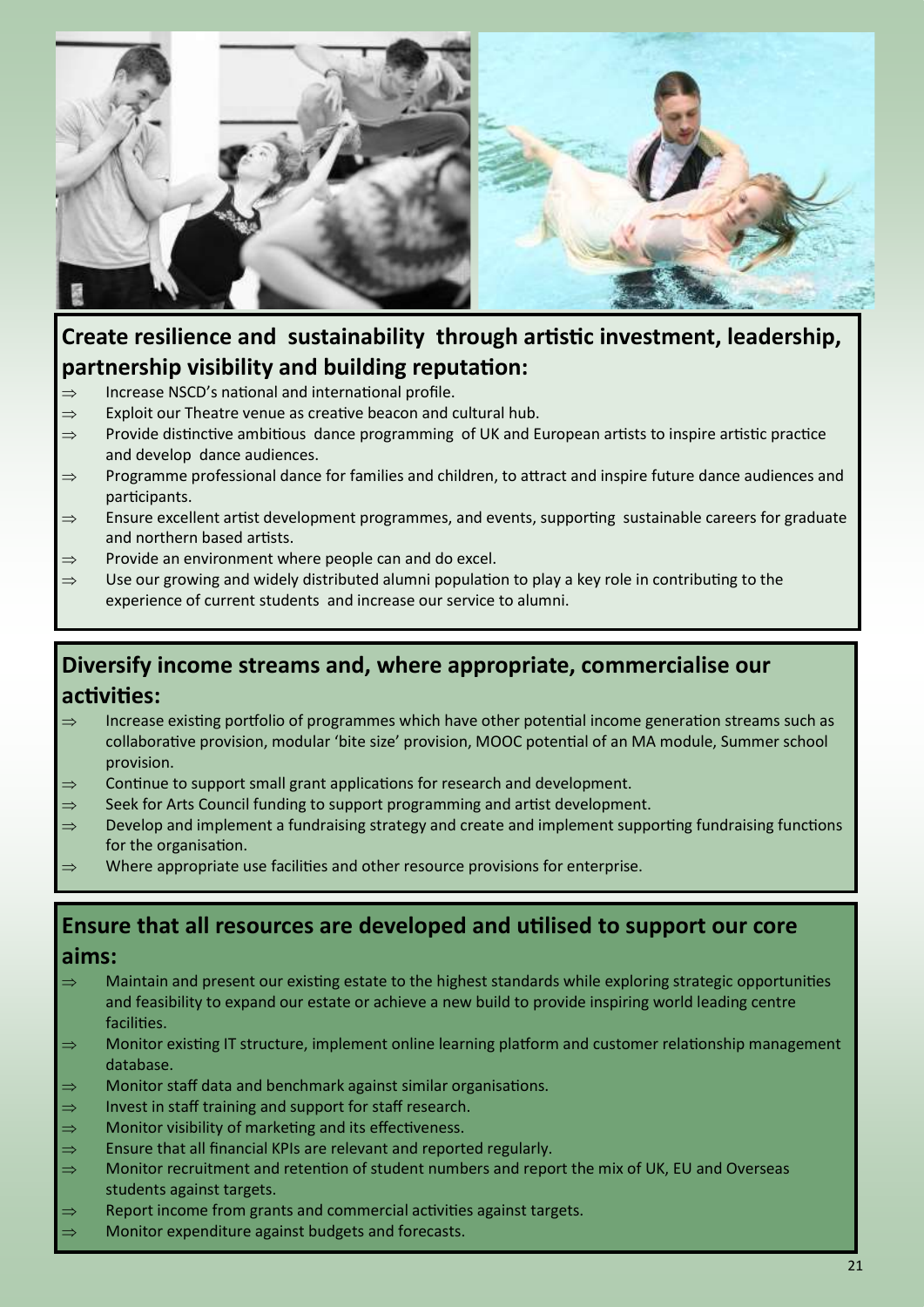## Create resilience and sustainability through artistic investment, leadership, partnership visibility and building reputation:

- ⇒ Increase NSCD's national and international profile.
- ⇒ Exploit our Theatre venue as creative beacon and cultural hub.
- ⇒ Provide distinctive ambitious dance programming of UK and European artists to inspire artistic practice and develop dance audiences.
- ⇒ Programme professional dance for families and children, to attract and inspire future dance audiences and participants.
- ⇒ Ensure excellent artist development programmes, and events, supporting sustainable careers for graduate and northern based artists.
- ⇒ Provide an environment where people can and do excel.
- ⇒ Use our growing and widely distributed alumni population to play a key role in contributing to the experience of current students and increase our service to alumni.

## Diversify income streams and, where appropriate, commercialise our activities:

- ⇒ Increase existing portfolio of programmes which have other potential income generation streams such as collaborative provision, modular 'bite size' provision, MOOC potential of an MA module, Summer school provision.
- ⇒ Continue to support small grant applications for research and development.
- ⇒ Seek for Arts Council funding to support programming and artist development.
- ⇒ Develop and implement a fundraising strategy and create and implement supporting fundraising functions for the organisation.
- ⇒ Where appropriate use facilities and other resource provisions for enterprise.

## Ensure that all resources are developed and utilised to support our core aims:

- ⇒ Maintain and present our existing estate to the highest standards while exploring strategic opportunities and feasibility to expand our estate or achieve a new build to provide inspiring world leading centre facilities.
- ⇒ Monitor existing IT structure, implement online learning platform and customer relationship management database.
- ⇒ Monitor staff data and benchmark against similar organisations.
- ⇒ Invest in staff training and support for staff research.
- ⇒ Monitor visibility of marketing and its effectiveness.
- ⇒ Ensure that all financial KPIs are relevant and reported regularly.
- ⇒ Monitor recruitment and retention of student numbers and report the mix of UK, EU and Overseas students against targets.
- ⇒ Report income from grants and commercial activities against targets.
- ⇒ Monitor expenditure against budgets and forecasts.